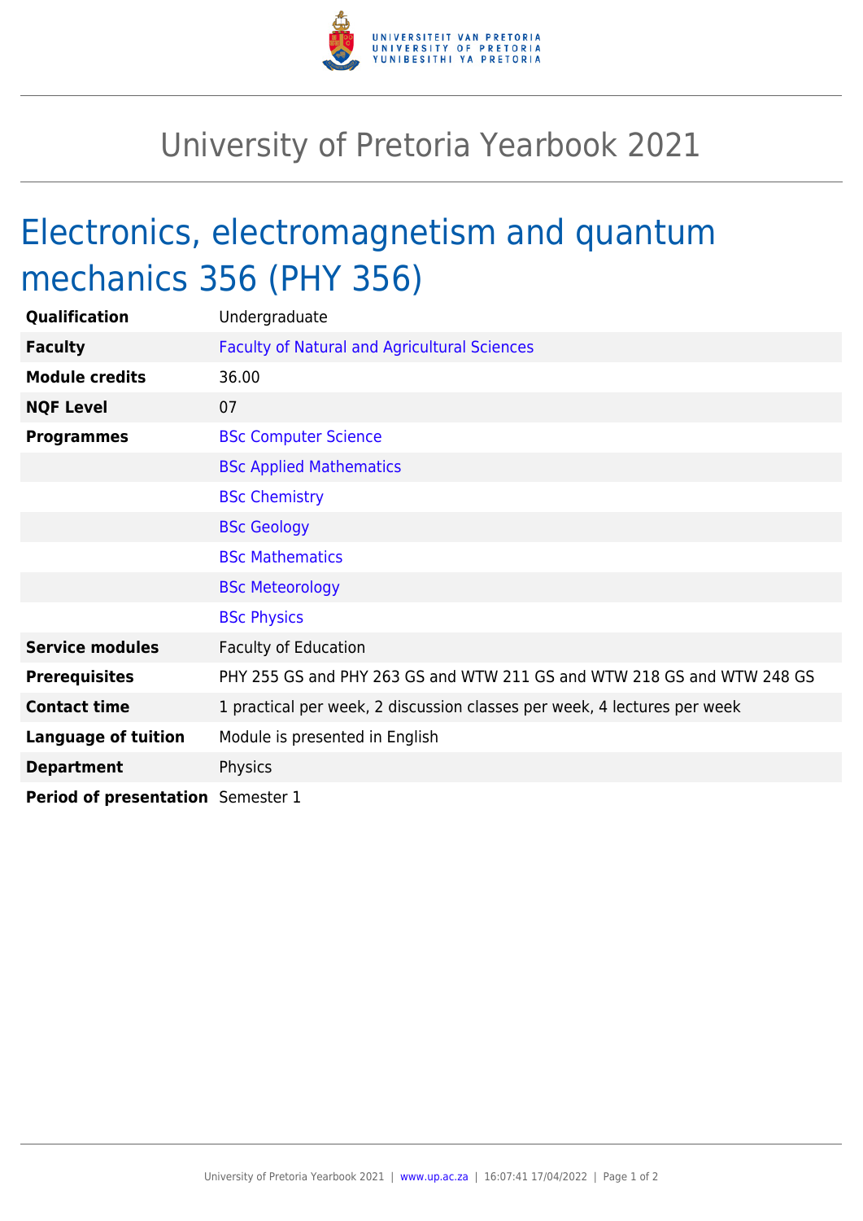# University of Pretoria Yearbook 2021

## Electronics, electromagnetism and quantum mechanics 356 (PHY 356)

| | |
|---|---|
| **Qualification** | Undergraduate |
| **Faculty** | Faculty of Natural and Agricultural Sciences |
| **Module credits** | 36.00 |
| **NQF Level** | 07 |
| **Programmes** | BSc Computer Science |
| | BSc Applied Mathematics |
| | BSc Chemistry |
| | BSc Geology |
| | BSc Mathematics |
| | BSc Meteorology |
| | BSc Physics |
| **Service modules** | Faculty of Education |
| **Prerequisites** | PHY 255 GS and PHY 263 GS and WTW 211 GS and WTW 218 GS and WTW 248 GS |
| **Contact time** | 1 practical per week, 2 discussion classes per week, 4 lectures per week |
| **Language of tuition** | Module is presented in English |
| **Department** | Physics |
| **Period of presentation** | Semester 1 |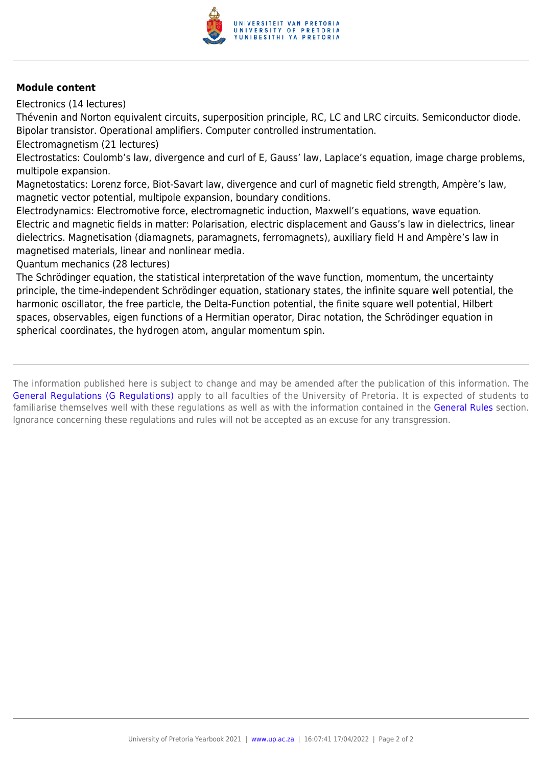**Module content**

Electronics (14 lectures)

Thévenin and Norton equivalent circuits, superposition principle, RC, LC and LRC circuits. Semiconductor diode. Bipolar transistor. Operational amplifiers. Computer controlled instrumentation.

Electromagnetism (21 lectures)

Electrostatics: Coulomb's law, divergence and curl of E, Gauss' law, Laplace's equation, image charge problems, multipole expansion.

Magnetostatics: Lorenz force, Biot-Savart law, divergence and curl of magnetic field strength, Ampère's law, magnetic vector potential, multipole expansion, boundary conditions.

Electrodynamics: Electromotive force, electromagnetic induction, Maxwell's equations, wave equation.

Electric and magnetic fields in matter: Polarisation, electric displacement and Gauss's law in dielectrics, linear dielectrics. Magnetisation (diamagnets, paramagnets, ferromagnets), auxiliary field H and Ampère's law in magnetised materials, linear and nonlinear media.

Quantum mechanics (28 lectures)

The Schrödinger equation, the statistical interpretation of the wave function, momentum, the uncertainty principle, the time-independent Schrödinger equation, stationary states, the infinite square well potential, the harmonic oscillator, the free particle, the Delta-Function potential, the finite square well potential, Hilbert spaces, observables, eigen functions of a Hermitian operator, Dirac notation, the Schrödinger equation in spherical coordinates, the hydrogen atom, angular momentum spin.

---

The information published here is subject to change and may be amended after the publication of this information. The General Regulations (G Regulations) apply to all faculties of the University of Pretoria. It is expected of students to familiarise themselves well with these regulations as well as with the information contained in the General Rules section. Ignorance concerning these regulations and rules will not be accepted as an excuse for any transgression.